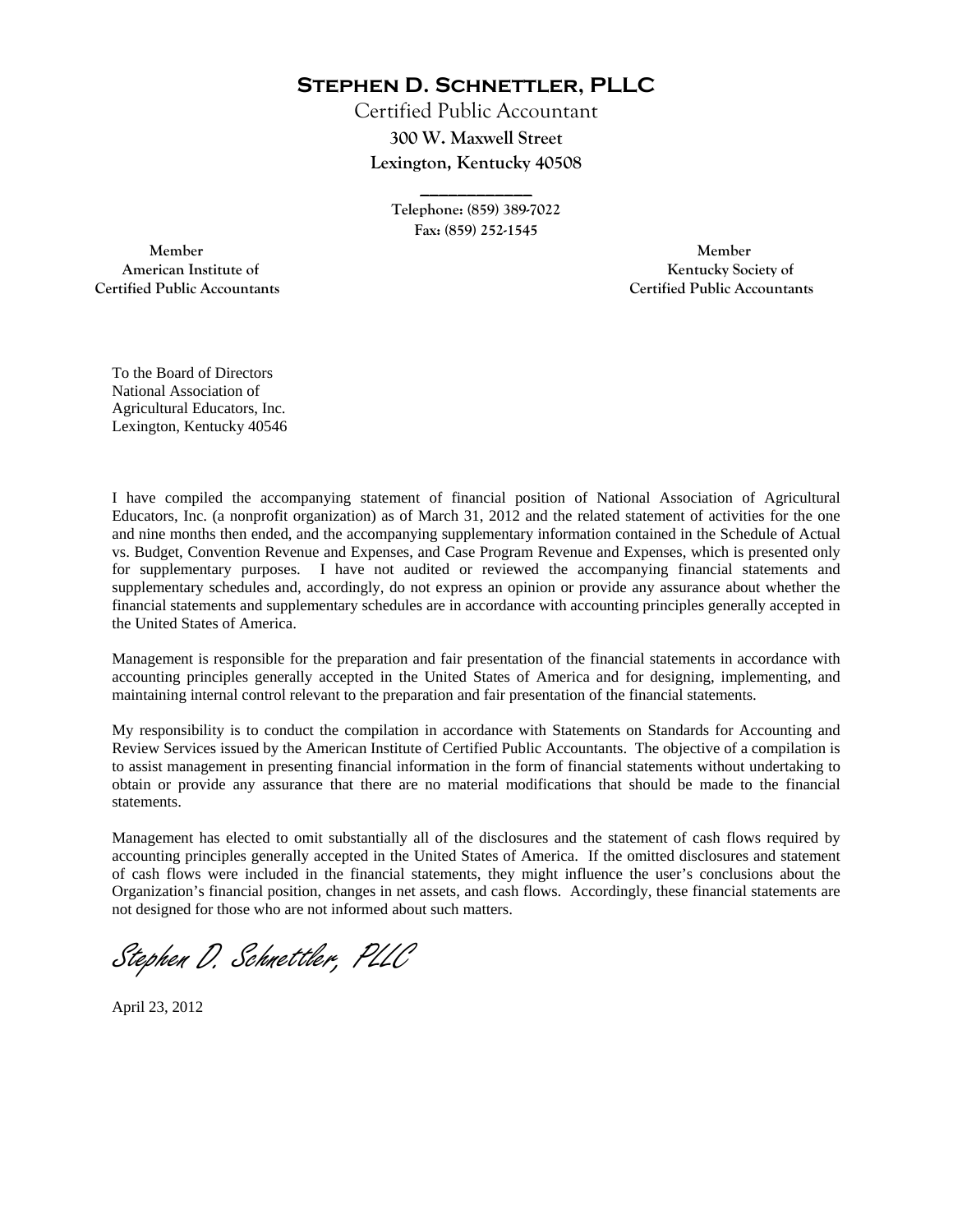# Stephen D. Schnettler, PLLC

Certified Public Accountant

300 W. Maxwell Street

Lexington, Kentucky 40508

Telephone: (859) 389-7022

Fax: (859) 252-1545

Member
American Institute of
Certified Public Accountants

Member
Kentucky Society of
Certified Public Accountants

To the Board of Directors
National Association of
Agricultural Educators, Inc.
Lexington, Kentucky 40546

I have compiled the accompanying statement of financial position of National Association of Agricultural Educators, Inc. (a nonprofit organization) as of March 31, 2012 and the related statement of activities for the one and nine months then ended, and the accompanying supplementary information contained in the Schedule of Actual vs. Budget, Convention Revenue and Expenses, and Case Program Revenue and Expenses, which is presented only for supplementary purposes. I have not audited or reviewed the accompanying financial statements and supplementary schedules and, accordingly, do not express an opinion or provide any assurance about whether the financial statements and supplementary schedules are in accordance with accounting principles generally accepted in the United States of America.

Management is responsible for the preparation and fair presentation of the financial statements in accordance with accounting principles generally accepted in the United States of America and for designing, implementing, and maintaining internal control relevant to the preparation and fair presentation of the financial statements.

My responsibility is to conduct the compilation in accordance with Statements on Standards for Accounting and Review Services issued by the American Institute of Certified Public Accountants. The objective of a compilation is to assist management in presenting financial information in the form of financial statements without undertaking to obtain or provide any assurance that there are no material modifications that should be made to the financial statements.

Management has elected to omit substantially all of the disclosures and the statement of cash flows required by accounting principles generally accepted in the United States of America. If the omitted disclosures and statement of cash flows were included in the financial statements, they might influence the user's conclusions about the Organization's financial position, changes in net assets, and cash flows. Accordingly, these financial statements are not designed for those who are not informed about such matters.

*Stephen D. Schnettler, PLLC*

April 23, 2012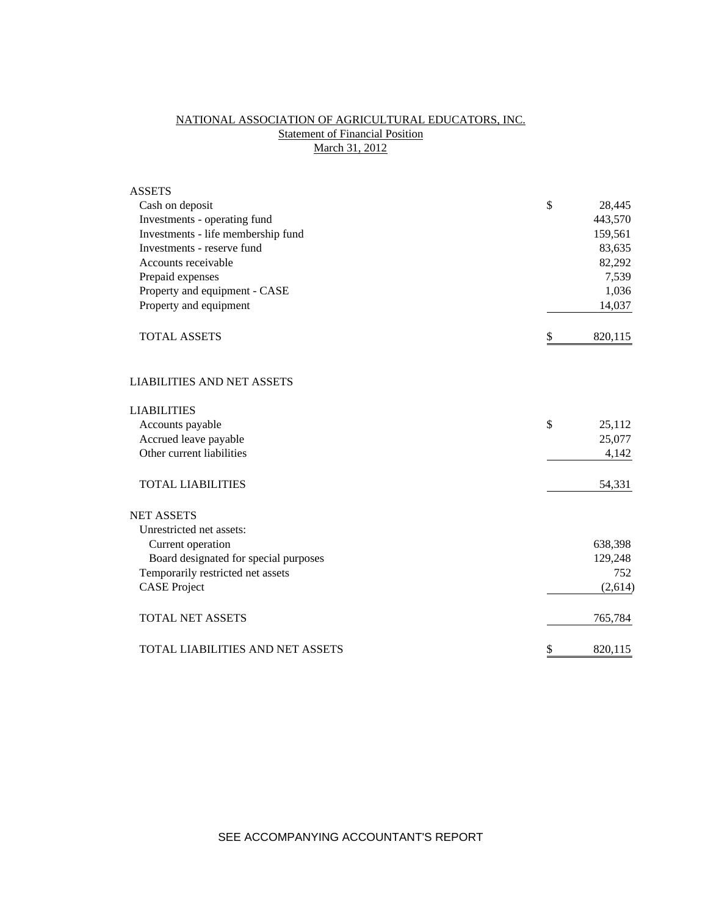# NATIONAL ASSOCIATION OF AGRICULTURAL EDUCATORS, INC.

## Statement of Financial Position

### March 31, 2012

| | | |
|---|---|---|
| **ASSETS** | | |
| Cash on deposit | $ | 28,445 |
| Investments - operating fund | | 443,570 |
| Investments - life membership fund | | 159,561 |
| Investments - reserve fund | | 83,635 |
| Accounts receivable | | 82,292 |
| Prepaid expenses | | 7,539 |
| Property and equipment - CASE | | 1,036 |
| Property and equipment | | 14,037 |
| TOTAL ASSETS | $ | 820,115 |
| | | |
| **LIABILITIES AND NET ASSETS** | | |
| | | |
| **LIABILITIES** | | |
| Accounts payable | $ | 25,112 |
| Accrued leave payable | | 25,077 |
| Other current liabilities | | 4,142 |
| TOTAL LIABILITIES | | 54,331 |
| | | |
| **NET ASSETS** | | |
| Unrestricted net assets: | | |
| Current operation | | 638,398 |
| Board designated for special purposes | | 129,248 |
| Temporarily restricted net assets | | 752 |
| CASE Project | | (2,614) |
| TOTAL NET ASSETS | | 765,784 |
| | | |
| TOTAL LIABILITIES AND NET ASSETS | $ | 820,115 |

SEE ACCOMPANYING ACCOUNTANT'S REPORT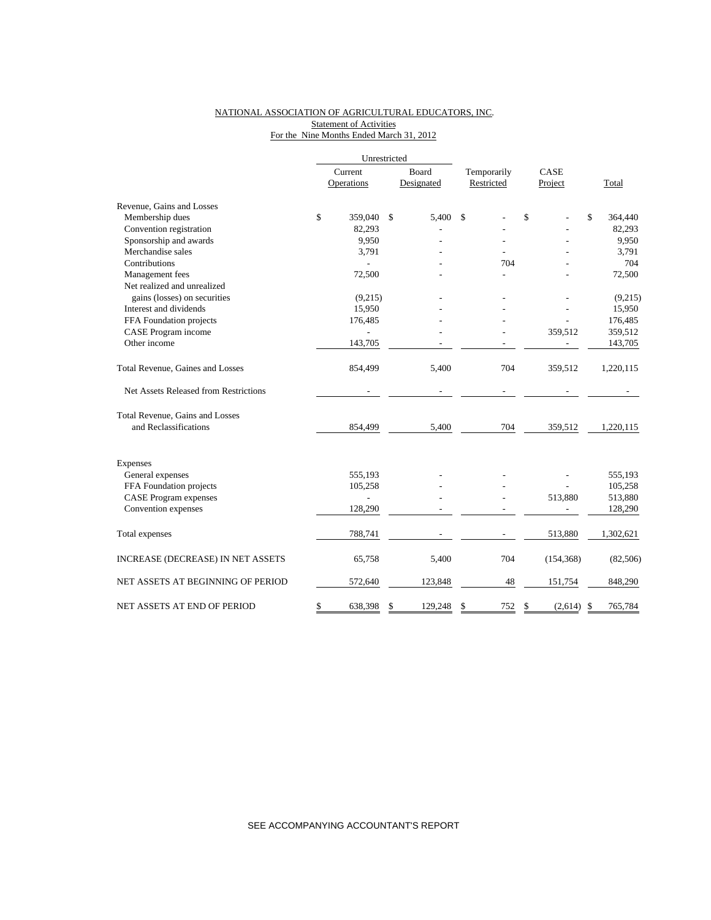NATIONAL ASSOCIATION OF AGRICULTURAL EDUCATORS, INC.
Statement of Activities
For the Nine Months Ended March 31, 2012

| | Unrestricted | | | | |
|---|---|---|---|---|---|
| | Current Operations | Board Designated | Temporarily Restricted | CASE Project | Total |
| Revenue, Gains and Losses | | | | | |
| Membership dues | $ 359,040 | $ 5,400 | $ - | $ - | $ 364,440 |
| Convention registration | 82,293 | - | - | - | 82,293 |
| Sponsorship and awards | 9,950 | - | - | - | 9,950 |
| Merchandise sales | 3,791 | - | - | - | 3,791 |
| Contributions | - | - | 704 | - | 704 |
| Management fees | 72,500 | - | - | - | 72,500 |
| Net realized and unrealized gains (losses) on securities | (9,215) | - | - | - | (9,215) |
| Interest and dividends | 15,950 | - | - | - | 15,950 |
| FFA Foundation projects | 176,485 | - | - | - | 176,485 |
| CASE Program income | - | - | - | 359,512 | 359,512 |
| Other income | 143,705 | - | - | - | 143,705 |
| Total Revenue, Gaines and Losses | 854,499 | 5,400 | 704 | 359,512 | 1,220,115 |
| Net Assets Released from Restrictions | - | - | - | - | - |
| Total Revenue, Gains and Losses and Reclassifications | 854,499 | 5,400 | 704 | 359,512 | 1,220,115 |
| Expenses | | | | | |
| General expenses | 555,193 | - | - | - | 555,193 |
| FFA Foundation projects | 105,258 | - | - | - | 105,258 |
| CASE Program expenses | - | - | - | 513,880 | 513,880 |
| Convention expenses | 128,290 | - | - | - | 128,290 |
| Total expenses | 788,741 | - | - | 513,880 | 1,302,621 |
| INCREASE (DECREASE) IN NET ASSETS | 65,758 | 5,400 | 704 | (154,368) | (82,506) |
| NET ASSETS AT BEGINNING OF PERIOD | 572,640 | 123,848 | 48 | 151,754 | 848,290 |
| NET ASSETS AT END OF PERIOD | $ 638,398 | $ 129,248 | $ 752 | $ (2,614) | $ 765,784 |

SEE ACCOMPANYING ACCOUNTANT'S REPORT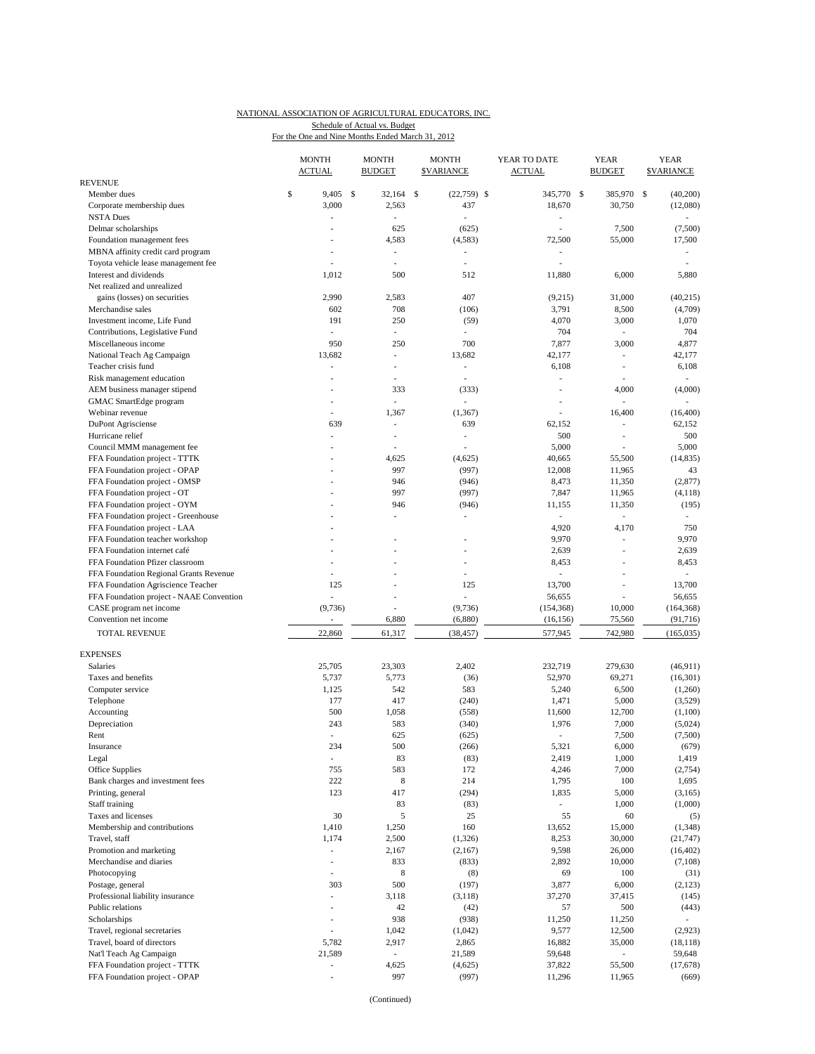NATIONAL ASSOCIATION OF AGRICULTURAL EDUCATORS, INC.
Schedule of Actual vs. Budget
For the One and Nine Months Ended March 31, 2012

| | MONTH ACTUAL | MONTH BUDGET | MONTH $VARIANCE | YEAR TO DATE ACTUAL | YEAR BUDGET | YEAR $VARIANCE |
|---|---|---|---|---|---|---|
| **REVENUE** | | | | | | |
| Member dues | $ 9,405 | $ 32,164 | $ (22,759) | $ 345,770 | $ 385,970 | $ (40,200) |
| Corporate membership dues | 3,000 | 2,563 | 437 | 18,670 | 30,750 | (12,080) |
| NSTA Dues | - | - | - | - | | - |
| Delmar scholarships | - | 625 | (625) | - | 7,500 | (7,500) |
| Foundation management fees | - | 4,583 | (4,583) | 72,500 | 55,000 | 17,500 |
| MBNA affinity credit card program | - | - | - | - | | - |
| Toyota vehicle lease management fee | - | - | - | - | | - |
| Interest and dividends | 1,012 | 500 | 512 | 11,880 | 6,000 | 5,880 |
| Net realized and unrealized gains (losses) on securities | 2,990 | 2,583 | 407 | (9,215) | 31,000 | (40,215) |
| Merchandise sales | 602 | 708 | (106) | 3,791 | 8,500 | (4,709) |
| Investment income, Life Fund | 191 | 250 | (59) | 4,070 | 3,000 | 1,070 |
| Contributions, Legislative Fund | - | - | - | 704 | - | 704 |
| Miscellaneous income | 950 | 250 | 700 | 7,877 | 3,000 | 4,877 |
| National Teach Ag Campaign | 13,682 | - | 13,682 | 42,177 | - | 42,177 |
| Teacher crisis fund | - | - | - | 6,108 | - | 6,108 |
| Risk management education | - | - | - | - | - | - |
| AEM business manager stipend | - | 333 | (333) | - | 4,000 | (4,000) |
| GMAC SmartEdge program | - | - | - | - | - | - |
| Webinar revenue | - | 1,367 | (1,367) | - | 16,400 | (16,400) |
| DuPont Agrisciense | 639 | - | 639 | 62,152 | - | 62,152 |
| Hurricane relief | - | - | - | 500 | - | 500 |
| Council MMM management fee | - | - | - | 5,000 | - | 5,000 |
| FFA Foundation project - TTTK | - | 4,625 | (4,625) | 40,665 | 55,500 | (14,835) |
| FFA Foundation project - OPAP | - | 997 | (997) | 12,008 | 11,965 | 43 |
| FFA Foundation project - OMSP | - | 946 | (946) | 8,473 | 11,350 | (2,877) |
| FFA Foundation project - OT | - | 997 | (997) | 7,847 | 11,965 | (4,118) |
| FFA Foundation project - OYM | - | 946 | (946) | 11,155 | 11,350 | (195) |
| FFA Foundation project - Greenhouse | - | - | - | - | - | - |
| FFA Foundation project - LAA | - | | | 4,920 | 4,170 | 750 |
| FFA Foundation teacher workshop | - | - | - | 9,970 | - | 9,970 |
| FFA Foundation internet café | - | - | - | 2,639 | - | 2,639 |
| FFA Foundation Pfizer classroom | - | - | - | 8,453 | - | 8,453 |
| FFA Foundation Regional Grants Revenue | - | - | - | - | - | - |
| FFA Foundation Agriscience Teacher | 125 | - | 125 | 13,700 | - | 13,700 |
| FFA Foundation project - NAAE Convention | - | - | - | 56,655 | - | 56,655 |
| CASE program net income | (9,736) | - | (9,736) | (154,368) | 10,000 | (164,368) |
| Convention net income | - | 6,880 | (6,880) | (16,156) | 75,560 | (91,716) |
| TOTAL REVENUE | 22,860 | 61,317 | (38,457) | 577,945 | 742,980 | (165,035) |
| **EXPENSES** | | | | | | |
| Salaries | 25,705 | 23,303 | 2,402 | 232,719 | 279,630 | (46,911) |
| Taxes and benefits | 5,737 | 5,773 | (36) | 52,970 | 69,271 | (16,301) |
| Computer service | 1,125 | 542 | 583 | 5,240 | 6,500 | (1,260) |
| Telephone | 177 | 417 | (240) | 1,471 | 5,000 | (3,529) |
| Accounting | 500 | 1,058 | (558) | 11,600 | 12,700 | (1,100) |
| Depreciation | 243 | 583 | (340) | 1,976 | 7,000 | (5,024) |
| Rent | - | 625 | (625) | - | 7,500 | (7,500) |
| Insurance | 234 | 500 | (266) | 5,321 | 6,000 | (679) |
| Legal | - | 83 | (83) | 2,419 | 1,000 | 1,419 |
| Office Supplies | 755 | 583 | 172 | 4,246 | 7,000 | (2,754) |
| Bank charges and investment fees | 222 | 8 | 214 | 1,795 | 100 | 1,695 |
| Printing, general | 123 | 417 | (294) | 1,835 | 5,000 | (3,165) |
| Staff training | | 83 | (83) | - | 1,000 | (1,000) |
| Taxes and licenses | 30 | 5 | 25 | 55 | 60 | (5) |
| Membership and contributions | 1,410 | 1,250 | 160 | 13,652 | 15,000 | (1,348) |
| Travel, staff | 1,174 | 2,500 | (1,326) | 8,253 | 30,000 | (21,747) |
| Promotion and marketing | - | 2,167 | (2,167) | 9,598 | 26,000 | (16,402) |
| Merchandise and diaries | - | 833 | (833) | 2,892 | 10,000 | (7,108) |
| Photocopying | - | 8 | (8) | 69 | 100 | (31) |
| Postage, general | 303 | 500 | (197) | 3,877 | 6,000 | (2,123) |
| Professional liability insurance | - | 3,118 | (3,118) | 37,270 | 37,415 | (145) |
| Public relations | - | 42 | (42) | 57 | 500 | (443) |
| Scholarships | - | 938 | (938) | 11,250 | 11,250 | - |
| Travel, regional secretaries | - | 1,042 | (1,042) | 9,577 | 12,500 | (2,923) |
| Travel, board of directors | 5,782 | 2,917 | 2,865 | 16,882 | 35,000 | (18,118) |
| Nat'l Teach Ag Campaign | 21,589 | - | 21,589 | 59,648 | - | 59,648 |
| FFA Foundation project - TTTK | - | 4,625 | (4,625) | 37,822 | 55,500 | (17,678) |
| FFA Foundation project - OPAP | - | 997 | (997) | 11,296 | 11,965 | (669) |

(Continued)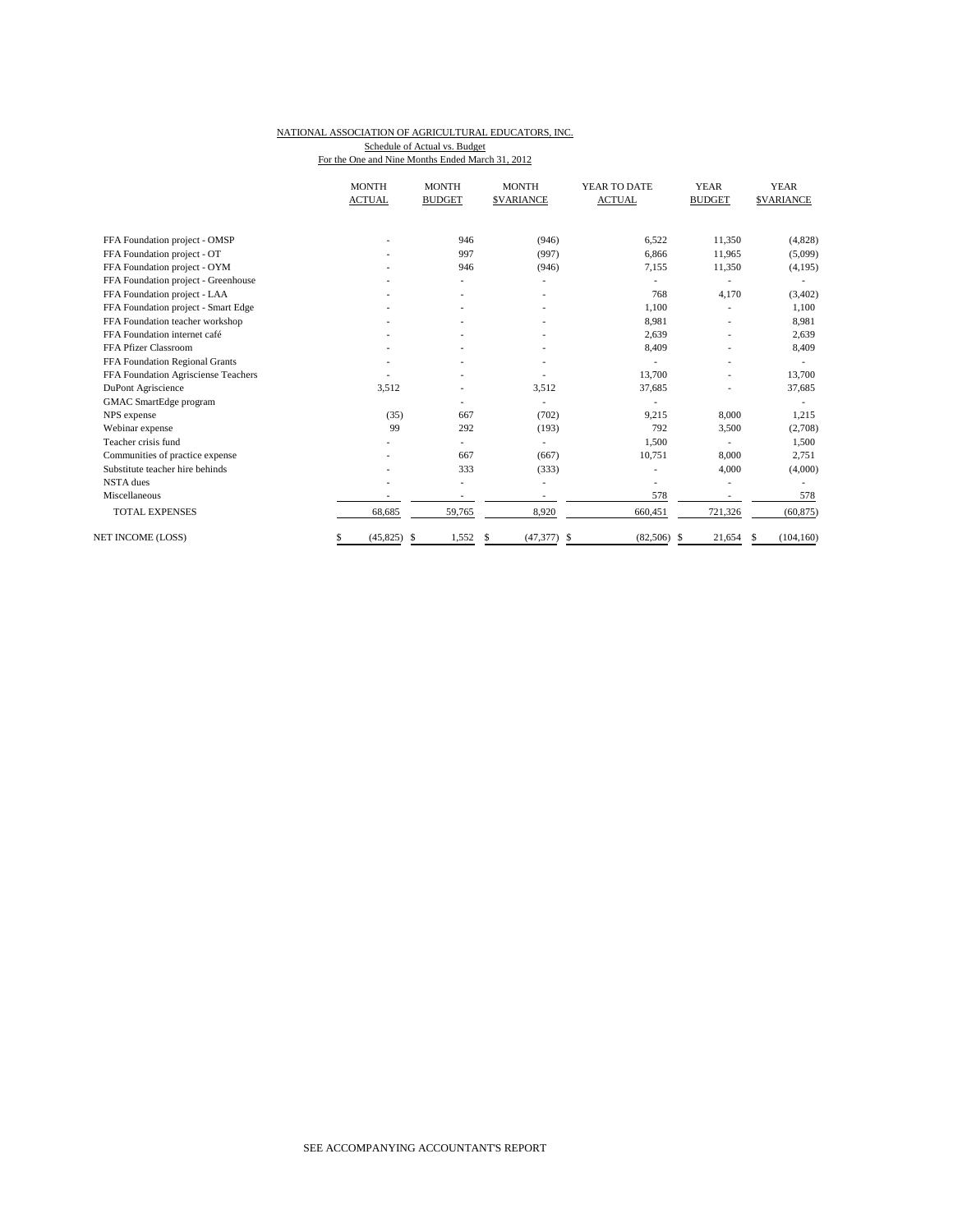NATIONAL ASSOCIATION OF AGRICULTURAL EDUCATORS, INC.

Schedule of Actual vs. Budget

For the One and Nine Months Ended March 31, 2012

| | MONTH ACTUAL | MONTH BUDGET | MONTH $VARIANCE | YEAR TO DATE ACTUAL | YEAR BUDGET | YEAR $VARIANCE |
|---|---|---|---|---|---|---|
| FFA Foundation project - OMSP | - | 946 | (946) | 6,522 | 11,350 | (4,828) |
| FFA Foundation project - OT | - | 997 | (997) | 6,866 | 11,965 | (5,099) |
| FFA Foundation project - OYM | - | 946 | (946) | 7,155 | 11,350 | (4,195) |
| FFA Foundation project - Greenhouse | - | - | - | - | - | - |
| FFA Foundation project - LAA | - | - | - | 768 | 4,170 | (3,402) |
| FFA Foundation project - Smart Edge | - | - | - | 1,100 | - | 1,100 |
| FFA Foundation teacher workshop | - | - | - | 8,981 | - | 8,981 |
| FFA Foundation internet café | - | - | - | 2,639 | - | 2,639 |
| FFA Pfizer Classroom | - | - | - | 8,409 | - | 8,409 |
| FFA Foundation Regional Grants | - | - | - | - | - | - |
| FFA Foundation Agrisciense Teachers | - | - | - | 13,700 | - | 13,700 |
| DuPont Agriscience | 3,512 | - | 3,512 | 37,685 | - | 37,685 |
| GMAC SmartEdge program | | - | - | - | | - |
| NPS expense | (35) | 667 | (702) | 9,215 | 8,000 | 1,215 |
| Webinar expense | 99 | 292 | (193) | 792 | 3,500 | (2,708) |
| Teacher crisis fund | - | - | - | 1,500 | - | 1,500 |
| Communities of practice expense | - | 667 | (667) | 10,751 | 8,000 | 2,751 |
| Substitute teacher hire behinds | - | 333 | (333) | - | 4,000 | (4,000) |
| NSTA dues | - | - | - | - | - | - |
| Miscellaneous | - | - | - | 578 | - | 578 |
| TOTAL EXPENSES | 68,685 | 59,765 | 8,920 | 660,451 | 721,326 | (60,875) |
| NET INCOME (LOSS) | $ (45,825) | $ 1,552 | $ (47,377) | $ (82,506) | $ 21,654 | $ (104,160) |

SEE ACCOMPANYING ACCOUNTANT'S REPORT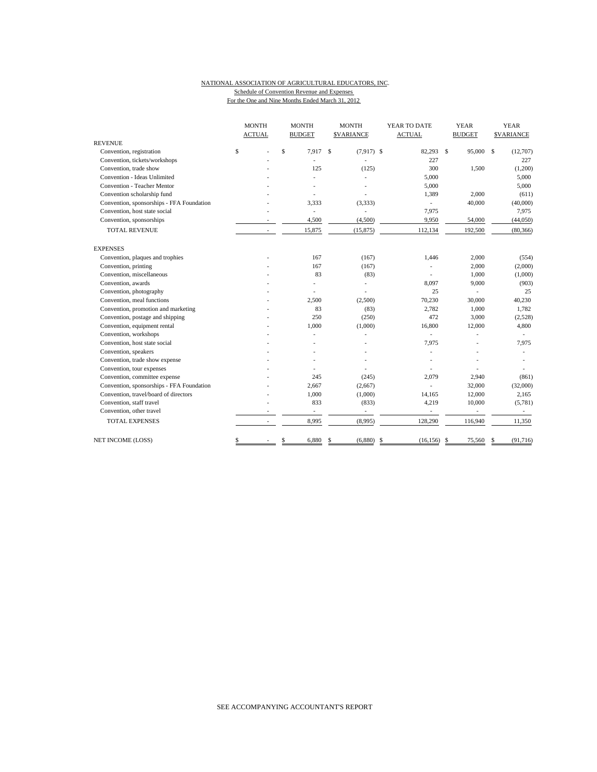NATIONAL ASSOCIATION OF AGRICULTURAL EDUCATORS, INC.
Schedule of Convention Revenue and Expenses
For the One and Nine Months Ended March 31, 2012

| | MONTH ACTUAL | MONTH BUDGET | MONTH $VARIANCE | YEAR TO DATE ACTUAL | YEAR BUDGET | YEAR $VARIANCE |
|---|---|---|---|---|---|---|
| **REVENUE** | | | | | | |
| Convention, registration | $ - | $ 7,917 | $ (7,917) | $ 82,293 | $ 95,000 | $ (12,707) |
| Convention, tickets/workshops | - | - | - | 227 | | 227 |
| Convention, trade show | - | 125 | (125) | 300 | 1,500 | (1,200) |
| Convention - Ideas Unlimited | - | - | - | 5,000 | | 5,000 |
| Convention - Teacher Mentor | - | - | - | 5,000 | | 5,000 |
| Convention scholarship fund | - | - | - | 1,389 | 2,000 | (611) |
| Convention, sponsorships - FFA Foundation | - | 3,333 | (3,333) | - | 40,000 | (40,000) |
| Convention, host state social | - | - | - | 7,975 | | 7,975 |
| Convention, sponsorships | - | 4,500 | (4,500) | 9,950 | 54,000 | (44,050) |
| TOTAL REVENUE | - | 15,875 | (15,875) | 112,134 | 192,500 | (80,366) |
| **EXPENSES** | | | | | | |
| Convention, plaques and trophies | - | 167 | (167) | 1,446 | 2,000 | (554) |
| Convention, printing | - | 167 | (167) | - | 2,000 | (2,000) |
| Convention, miscellaneous | - | 83 | (83) | - | 1,000 | (1,000) |
| Convention, awards | - | - | - | 8,097 | 9,000 | (903) |
| Convention, photography | - | - | - | 25 | - | 25 |
| Convention, meal functions | - | 2,500 | (2,500) | 70,230 | 30,000 | 40,230 |
| Convention, promotion and marketing | - | 83 | (83) | 2,782 | 1,000 | 1,782 |
| Convention, postage and shipping | - | 250 | (250) | 472 | 3,000 | (2,528) |
| Convention, equipment rental | - | 1,000 | (1,000) | 16,800 | 12,000 | 4,800 |
| Convention, workshops | - | - | - | - | - | - |
| Convention, host state social | - | - | - | 7,975 | - | 7,975 |
| Convention, speakers | - | - | - | - | - | - |
| Convention, trade show expense | - | - | - | - | - | - |
| Convention, tour expenses | - | - | - | - | - | - |
| Convention, committee expense | - | 245 | (245) | 2,079 | 2,940 | (861) |
| Convention, sponsorships - FFA Foundation | - | 2,667 | (2,667) | - | 32,000 | (32,000) |
| Convention, travel/board of directors | - | 1,000 | (1,000) | 14,165 | 12,000 | 2,165 |
| Convention, staff travel | - | 833 | (833) | 4,219 | 10,000 | (5,781) |
| Convention, other travel | - | - | - | - | - | - |
| TOTAL EXPENSES | - | 8,995 | (8,995) | 128,290 | 116,940 | 11,350 |
| NET INCOME (LOSS) | $ - | $ 6,880 | $ (6,880) | $ (16,156) | $ 75,560 | $ (91,716) |

SEE ACCOMPANYING ACCOUNTANT'S REPORT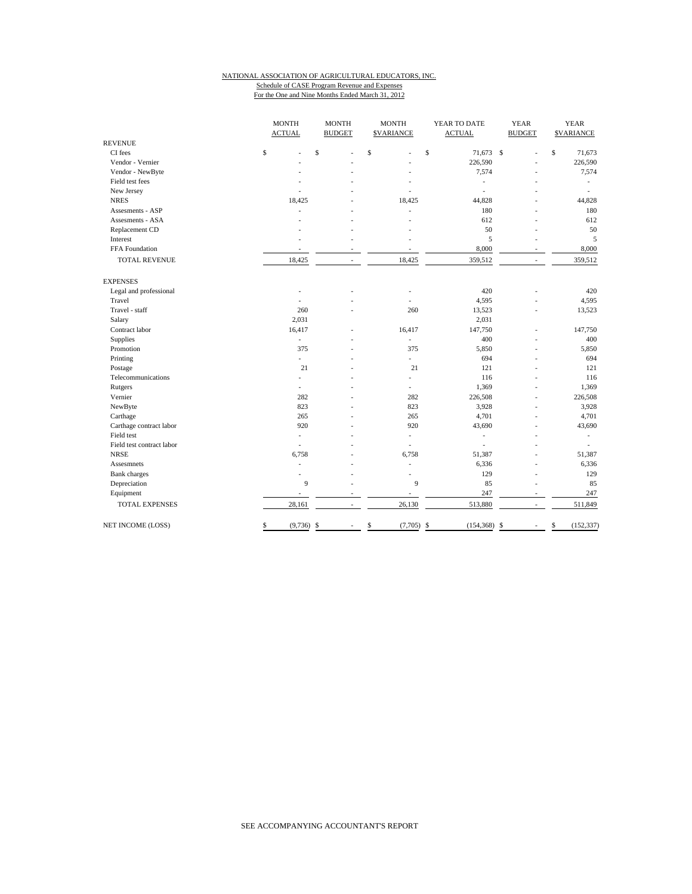NATIONAL ASSOCIATION OF AGRICULTURAL EDUCATORS, INC.
Schedule of CASE Program Revenue and Expenses
For the One and Nine Months Ended March 31, 2012

| | MONTH ACTUAL | MONTH BUDGET | MONTH $VARIANCE | YEAR TO DATE ACTUAL | YEAR BUDGET | YEAR $VARIANCE |
|---|---|---|---|---|---|---|
| REVENUE | | | | | | |
| CI fees | $ - | $ - | $ - | $ 71,673 | $ - | $ 71,673 |
| Vendor - Vernier | - | - | - | 226,590 | - | 226,590 |
| Vendor - NewByte | - | - | - | 7,574 | - | 7,574 |
| Field test fees | - | - | - | - | - | - |
| New Jersey | - | - | - | - | - | - |
| NRES | 18,425 | - | 18,425 | 44,828 | - | 44,828 |
| Assesments - ASP | - | - | - | 180 | - | 180 |
| Assesments - ASA | - | - | - | 612 | - | 612 |
| Replacement CD | - | - | - | 50 | - | 50 |
| Interest | - | - | - | 5 | - | 5 |
| FFA Foundation | - | - | - | 8,000 | - | 8,000 |
| TOTAL REVENUE | 18,425 | - | 18,425 | 359,512 | - | 359,512 |
| EXPENSES | | | | | | |
| Legal and professional | - | - | - | 420 | - | 420 |
| Travel | - | - | - | 4,595 | - | 4,595 |
| Travel - staff | 260 | - | 260 | 13,523 | - | 13,523 |
| Salary | 2,031 | | | 2,031 | | |
| Contract labor | 16,417 | - | 16,417 | 147,750 | - | 147,750 |
| Supplies | - | - | - | 400 | - | 400 |
| Promotion | 375 | - | 375 | 5,850 | - | 5,850 |
| Printing | - | - | - | 694 | - | 694 |
| Postage | 21 | - | 21 | 121 | - | 121 |
| Telecommunications | - | - | - | 116 | - | 116 |
| Rutgers | - | - | - | 1,369 | - | 1,369 |
| Vernier | 282 | - | 282 | 226,508 | - | 226,508 |
| NewByte | 823 | - | 823 | 3,928 | - | 3,928 |
| Carthage | 265 | - | 265 | 4,701 | - | 4,701 |
| Carthage contract labor | 920 | - | 920 | 43,690 | - | 43,690 |
| Field test | - | - | - | - | - | - |
| Field test contract labor | - | - | - | - | - | - |
| NRSE | 6,758 | - | 6,758 | 51,387 | - | 51,387 |
| Assesmnets | - | - | - | 6,336 | - | 6,336 |
| Bank charges | - | - | - | 129 | - | 129 |
| Depreciation | 9 | - | 9 | 85 | - | 85 |
| Equipment | - | - | - | 247 | - | 247 |
| TOTAL EXPENSES | 28,161 | - | 26,130 | 513,880 | - | 511,849 |
| NET INCOME (LOSS) | $ (9,736) | $ - | $ (7,705) | $ (154,368) | $ - | $ (152,337) |

SEE ACCOMPANYING ACCOUNTANT'S REPORT